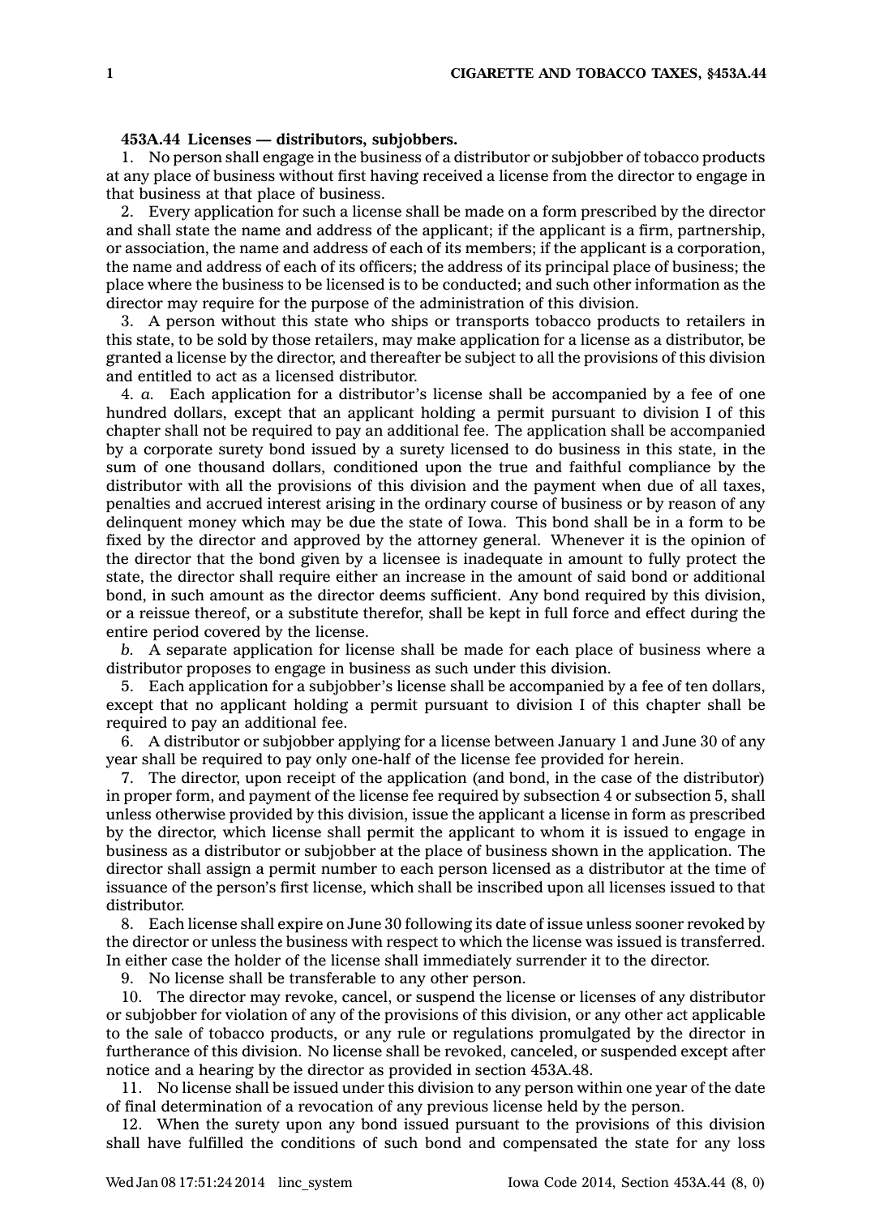**453A.44 Licenses — distributors, subjobbers.**

1. No person shall engage in the business of a distributor or subjobber of tobacco products at any place of business without first having received a license from the director to engage in that business at that place of business.

2. Every application for such a license shall be made on a form prescribed by the director and shall state the name and address of the applicant; if the applicant is a firm, partnership, or association, the name and address of each of its members; if the applicant is a corporation, the name and address of each of its officers; the address of its principal place of business; the place where the business to be licensed is to be conducted; and such other information as the director may require for the purpose of the administration of this division.

3. A person without this state who ships or transports tobacco products to retailers in this state, to be sold by those retailers, may make application for a license as a distributor, be granted a license by the director, and thereafter be subject to all the provisions of this division and entitled to act as a licensed distributor.

4. *a.* Each application for a distributor's license shall be accompanied by a fee of one hundred dollars, except that an applicant holding a permit pursuant to division I of this chapter shall not be required to pay an additional fee. The application shall be accompanied by a corporate surety bond issued by a surety licensed to do business in this state, in the sum of one thousand dollars, conditioned upon the true and faithful compliance by the distributor with all the provisions of this division and the payment when due of all taxes, penalties and accrued interest arising in the ordinary course of business or by reason of any delinquent money which may be due the state of Iowa. This bond shall be in a form to be fixed by the director and approved by the attorney general. Whenever it is the opinion of the director that the bond given by a licensee is inadequate in amount to fully protect the state, the director shall require either an increase in the amount of said bond or additional bond, in such amount as the director deems sufficient. Any bond required by this division, or a reissue thereof, or a substitute therefor, shall be kept in full force and effect during the entire period covered by the license.

*b.* A separate application for license shall be made for each place of business where a distributor proposes to engage in business as such under this division.

5. Each application for a subjobber's license shall be accompanied by a fee of ten dollars, except that no applicant holding a permit pursuant to division I of this chapter shall be required to pay an additional fee.

6. A distributor or subjobber applying for a license between January 1 and June 30 of any year shall be required to pay only one-half of the license fee provided for herein.

7. The director, upon receipt of the application (and bond, in the case of the distributor) in proper form, and payment of the license fee required by subsection 4 or subsection 5, shall unless otherwise provided by this division, issue the applicant a license in form as prescribed by the director, which license shall permit the applicant to whom it is issued to engage in business as a distributor or subjobber at the place of business shown in the application. The director shall assign a permit number to each person licensed as a distributor at the time of issuance of the person's first license, which shall be inscribed upon all licenses issued to that distributor.

8. Each license shall expire on June 30 following its date of issue unless sooner revoked by the director or unless the business with respect to which the license was issued is transferred. In either case the holder of the license shall immediately surrender it to the director.

9. No license shall be transferable to any other person.

10. The director may revoke, cancel, or suspend the license or licenses of any distributor or subjobber for violation of any of the provisions of this division, or any other act applicable to the sale of tobacco products, or any rule or regulations promulgated by the director in furtherance of this division. No license shall be revoked, canceled, or suspended except after notice and a hearing by the director as provided in section 453A.48.

11. No license shall be issued under this division to any person within one year of the date of final determination of a revocation of any previous license held by the person.

12. When the surety upon any bond issued pursuant to the provisions of this division shall have fulfilled the conditions of such bond and compensated the state for any loss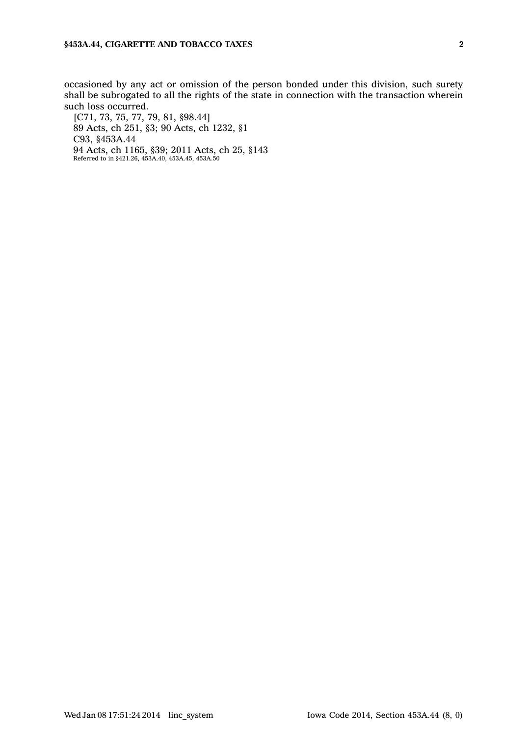occasioned by any act or omission of the person bonded under this division, such surety shall be subrogated to all the rights of the state in connection with the transaction wherein such loss occurred.

[C71, 73, 75, 77, 79, 81, §98.44]
89 Acts, ch 251, §3; 90 Acts, ch 1232, §1
C93, §453A.44
94 Acts, ch 1165, §39; 2011 Acts, ch 25, §143
Referred to in §421.26, 453A.40, 453A.45, 453A.50